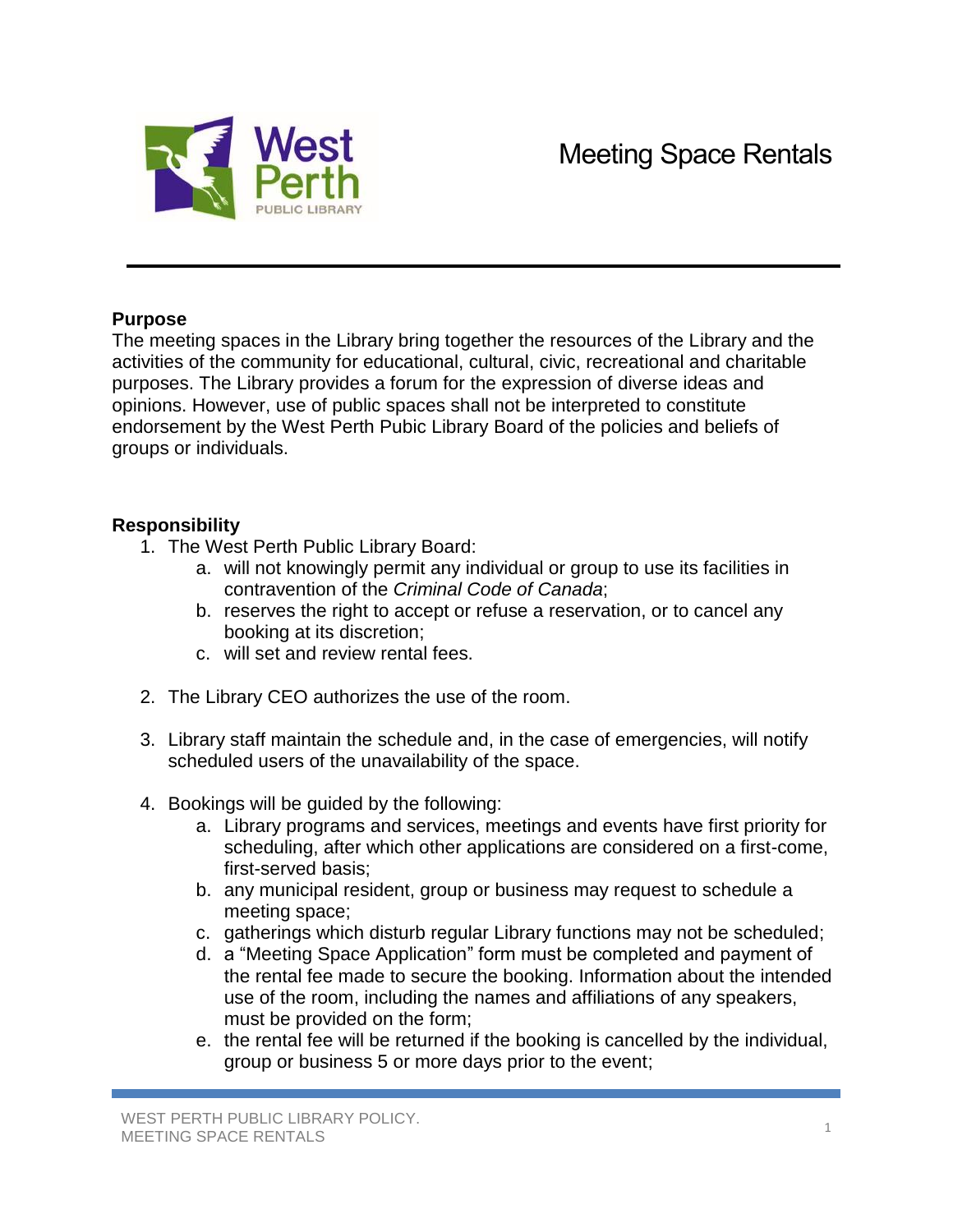# Meeting Space Rentals

## Purpose

The meeting spaces in the Library bring together the resources of the Library and the activities of the community for educational, cultural, civic, recreational and charitable purposes. The Library provides a forum for the expression of diverse ideas and opinions. However, use of public spaces shall not be interpreted to constitute endorsement by the West Perth Pubic Library Board of the policies and beliefs of groups or individuals.

## Responsibility

1. The West Perth Public Library Board:
   a. will not knowingly permit any individual or group to use its facilities in contravention of the *Criminal Code of Canada*;
   b. reserves the right to accept or refuse a reservation, or to cancel any booking at its discretion;
   c. will set and review rental fees.

2. The Library CEO authorizes the use of the room.

3. Library staff maintain the schedule and, in the case of emergencies, will notify scheduled users of the unavailability of the space.

4. Bookings will be guided by the following:
   a. Library programs and services, meetings and events have first priority for scheduling, after which other applications are considered on a first-come, first-served basis;
   b. any municipal resident, group or business may request to schedule a meeting space;
   c. gatherings which disturb regular Library functions may not be scheduled;
   d. a "Meeting Space Application" form must be completed and payment of the rental fee made to secure the booking. Information about the intended use of the room, including the names and affiliations of any speakers, must be provided on the form;
   e. the rental fee will be returned if the booking is cancelled by the individual, group or business 5 or more days prior to the event;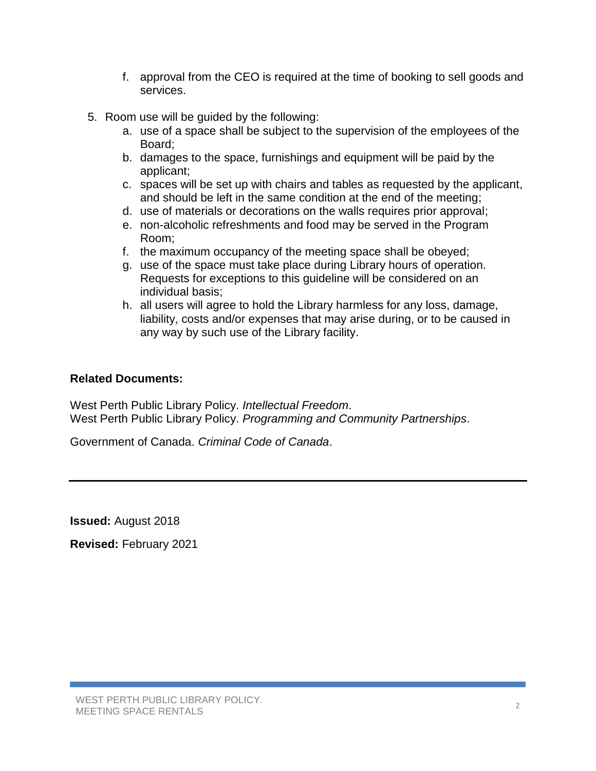f. approval from the CEO is required at the time of booking to sell goods and services.

5. Room use will be guided by the following:
    a. use of a space shall be subject to the supervision of the employees of the Board;
    b. damages to the space, furnishings and equipment will be paid by the applicant;
    c. spaces will be set up with chairs and tables as requested by the applicant, and should be left in the same condition at the end of the meeting;
    d. use of materials or decorations on the walls requires prior approval;
    e. non-alcoholic refreshments and food may be served in the Program Room;
    f. the maximum occupancy of the meeting space shall be obeyed;
    g. use of the space must take place during Library hours of operation. Requests for exceptions to this guideline will be considered on an individual basis;
    h. all users will agree to hold the Library harmless for any loss, damage, liability, costs and/or expenses that may arise during, or to be caused in any way by such use of the Library facility.

**Related Documents:**

West Perth Public Library Policy. *Intellectual Freedom*.
West Perth Public Library Policy. *Programming and Community Partnerships*.

Government of Canada. *Criminal Code of Canada*.

---

**Issued:** August 2018

**Revised:** February 2021